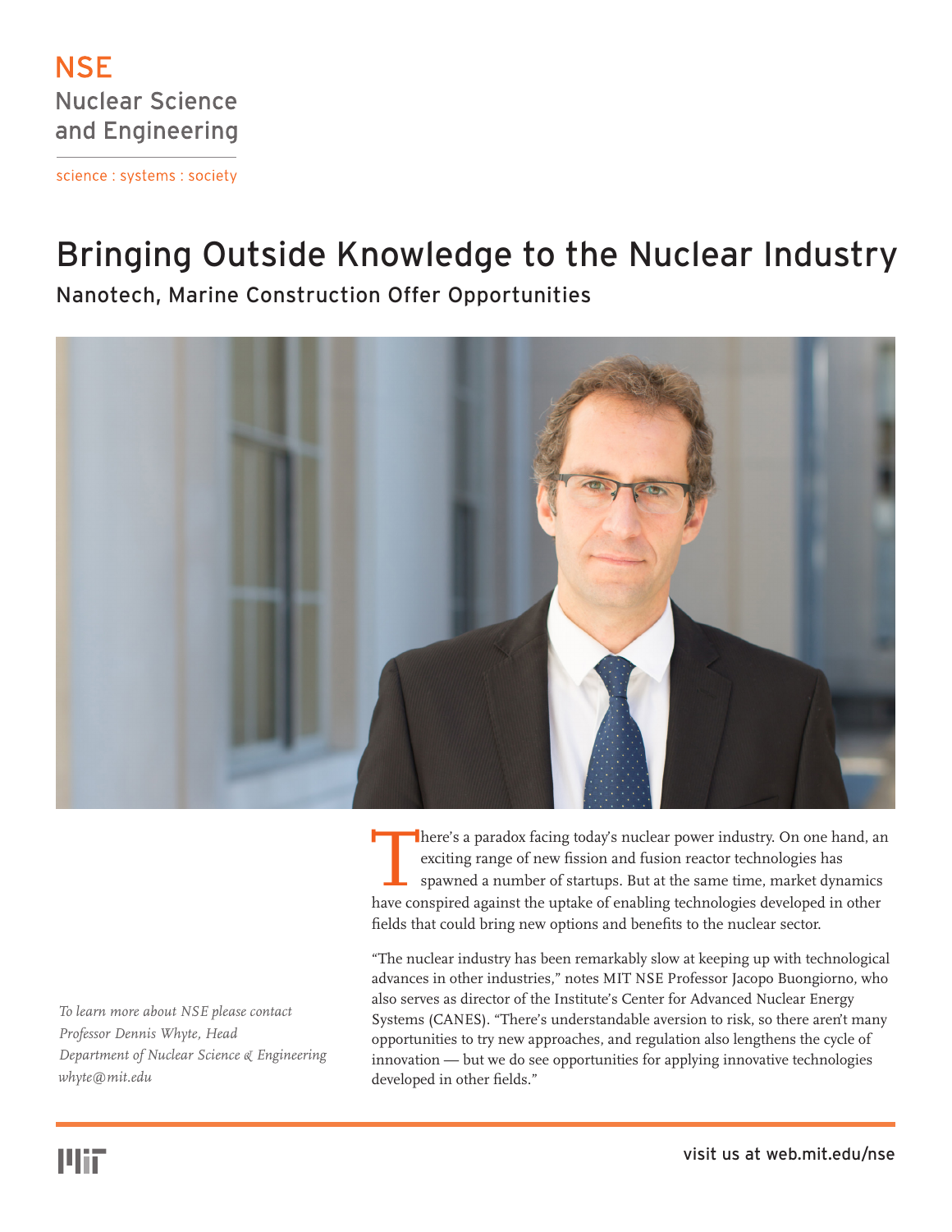NSE
Nuclear Science and Engineering

science : systems : society

# Bringing Outside Knowledge to the Nuclear Industry

## Nanotech, Marine Construction Offer Opportunities

There's a paradox facing today's nuclear power industry. On one hand, an exciting range of new fission and fusion reactor technologies has spawned a number of startups. But at the same time, market dynamics have conspired against the uptake of enabling technologies developed in other fields that could bring new options and benefits to the nuclear sector.

"The nuclear industry has been remarkably slow at keeping up with technological advances in other industries," notes MIT NSE Professor Jacopo Buongiorno, who also serves as director of the Institute's Center for Advanced Nuclear Energy Systems (CANES). "There's understandable aversion to risk, so there aren't many opportunities to try new approaches, and regulation also lengthens the cycle of innovation — but we do see opportunities for applying innovative technologies developed in other fields."

*To learn more about NSE please contact*
*Professor Dennis Whyte, Head*
*Department of Nuclear Science & Engineering*
*whyte@mit.edu*

visit us at web.mit.edu/nse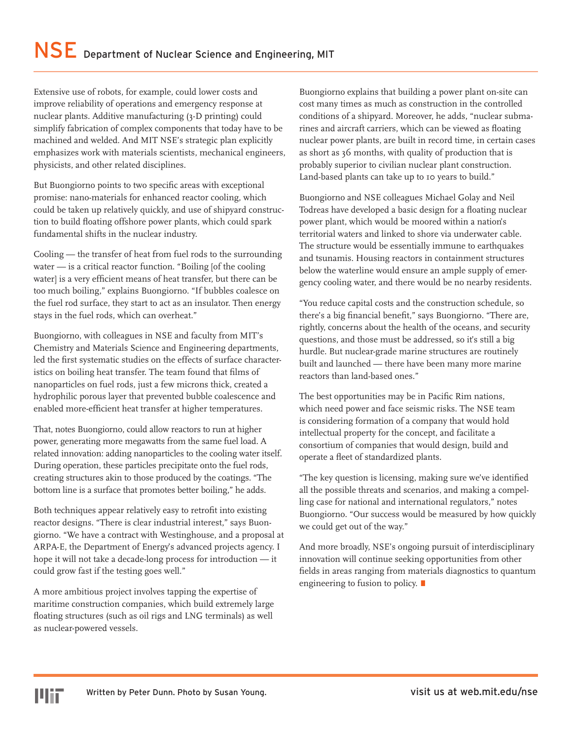Extensive use of robots, for example, could lower costs and improve reliability of operations and emergency response at nuclear plants. Additive manufacturing (3-D printing) could simplify fabrication of complex components that today have to be machined and welded. And MIT NSE's strategic plan explicitly emphasizes work with materials scientists, mechanical engineers, physicists, and other related disciplines.

But Buongiorno points to two specific areas with exceptional promise: nano-materials for enhanced reactor cooling, which could be taken up relatively quickly, and use of shipyard construction to build floating offshore power plants, which could spark fundamental shifts in the nuclear industry.

Cooling — the transfer of heat from fuel rods to the surrounding water — is a critical reactor function. "Boiling [of the cooling water] is a very efficient means of heat transfer, but there can be too much boiling," explains Buongiorno. "If bubbles coalesce on the fuel rod surface, they start to act as an insulator. Then energy stays in the fuel rods, which can overheat."

Buongiorno, with colleagues in NSE and faculty from MIT's Chemistry and Materials Science and Engineering departments, led the first systematic studies on the effects of surface characteristics on boiling heat transfer. The team found that films of nanoparticles on fuel rods, just a few microns thick, created a hydrophilic porous layer that prevented bubble coalescence and enabled more-efficient heat transfer at higher temperatures.

That, notes Buongiorno, could allow reactors to run at higher power, generating more megawatts from the same fuel load. A related innovation: adding nanoparticles to the cooling water itself. During operation, these particles precipitate onto the fuel rods, creating structures akin to those produced by the coatings. "The bottom line is a surface that promotes better boiling," he adds.

Both techniques appear relatively easy to retrofit into existing reactor designs. "There is clear industrial interest," says Buongiorno. "We have a contract with Westinghouse, and a proposal at ARPA-E, the Department of Energy's advanced projects agency. I hope it will not take a decade-long process for introduction — it could grow fast if the testing goes well."

A more ambitious project involves tapping the expertise of maritime construction companies, which build extremely large floating structures (such as oil rigs and LNG terminals) as well as nuclear-powered vessels.

Buongiorno explains that building a power plant on-site can cost many times as much as construction in the controlled conditions of a shipyard. Moreover, he adds, "nuclear submarines and aircraft carriers, which can be viewed as floating nuclear power plants, are built in record time, in certain cases as short as 36 months, with quality of production that is probably superior to civilian nuclear plant construction. Land-based plants can take up to 10 years to build."

Buongiorno and NSE colleagues Michael Golay and Neil Todreas have developed a basic design for a floating nuclear power plant, which would be moored within a nation's territorial waters and linked to shore via underwater cable. The structure would be essentially immune to earthquakes and tsunamis. Housing reactors in containment structures below the waterline would ensure an ample supply of emergency cooling water, and there would be no nearby residents.

"You reduce capital costs and the construction schedule, so there's a big financial benefit," says Buongiorno. "There are, rightly, concerns about the health of the oceans, and security questions, and those must be addressed, so it's still a big hurdle. But nuclear-grade marine structures are routinely built and launched — there have been many more marine reactors than land-based ones."

The best opportunities may be in Pacific Rim nations, which need power and face seismic risks. The NSE team is considering formation of a company that would hold intellectual property for the concept, and facilitate a consortium of companies that would design, build and operate a fleet of standardized plants.

"The key question is licensing, making sure we've identified all the possible threats and scenarios, and making a compelling case for national and international regulators," notes Buongiorno. "Our success would be measured by how quickly we could get out of the way."

And more broadly, NSE's ongoing pursuit of interdisciplinary innovation will continue seeking opportunities from other fields in areas ranging from materials diagnostics to quantum engineering to fusion to policy.

Written by Peter Dunn. Photo by Susan Young.